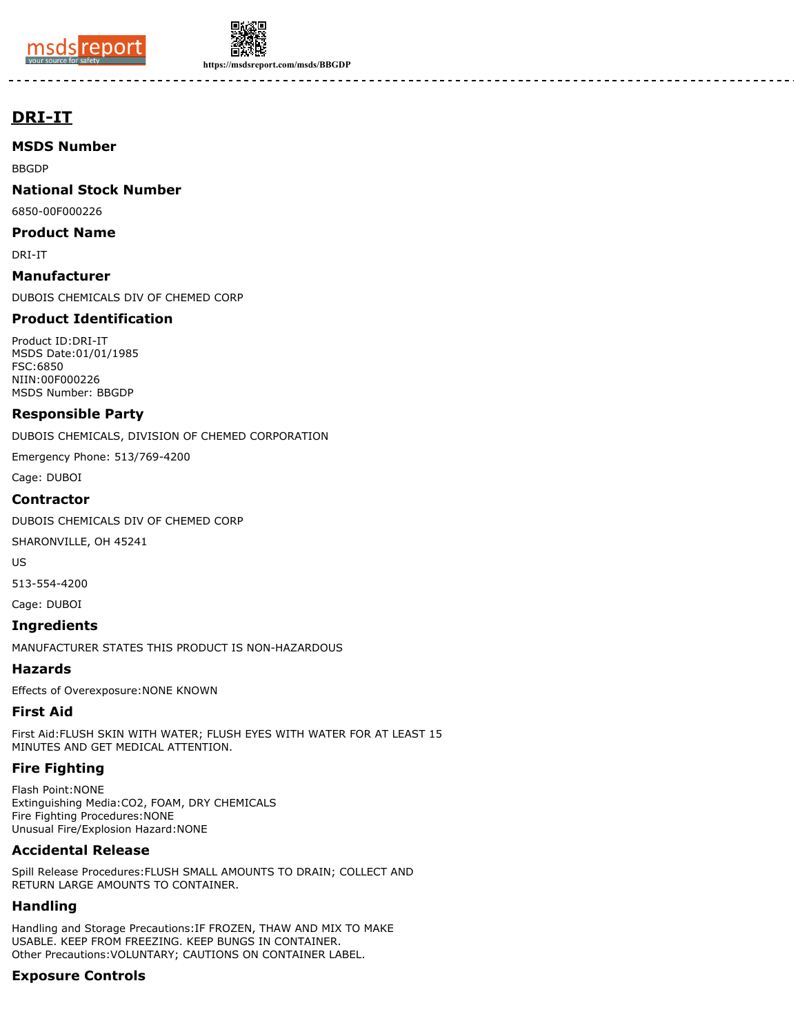# DRI-IT

## MSDS Number

BBGDP

## National Stock Number

6850-00F000226

## Product Name

DRI-IT

## Manufacturer

DUBOIS CHEMICALS DIV OF CHEMED CORP

## Product Identification

Product ID:DRI-IT
MSDS Date:01/01/1985
FSC:6850
NIIN:00F000226
MSDS Number: BBGDP

## Responsible Party

DUBOIS CHEMICALS, DIVISION OF CHEMED CORPORATION

Emergency Phone: 513/769-4200

Cage: DUBOI

## Contractor

DUBOIS CHEMICALS DIV OF CHEMED CORP

SHARONVILLE, OH 45241

US

513-554-4200

Cage: DUBOI

## Ingredients

MANUFACTURER STATES THIS PRODUCT IS NON-HAZARDOUS

## Hazards

Effects of Overexposure:NONE KNOWN

## First Aid

First Aid:FLUSH SKIN WITH WATER; FLUSH EYES WITH WATER FOR AT LEAST 15 MINUTES AND GET MEDICAL ATTENTION.

## Fire Fighting

Flash Point:NONE
Extinguishing Media:CO2, FOAM, DRY CHEMICALS
Fire Fighting Procedures:NONE
Unusual Fire/Explosion Hazard:NONE

## Accidental Release

Spill Release Procedures:FLUSH SMALL AMOUNTS TO DRAIN; COLLECT AND RETURN LARGE AMOUNTS TO CONTAINER.

## Handling

Handling and Storage Precautions:IF FROZEN, THAW AND MIX TO MAKE USABLE. KEEP FROM FREEZING. KEEP BUNGS IN CONTAINER.
Other Precautions:VOLUNTARY; CAUTIONS ON CONTAINER LABEL.

## Exposure Controls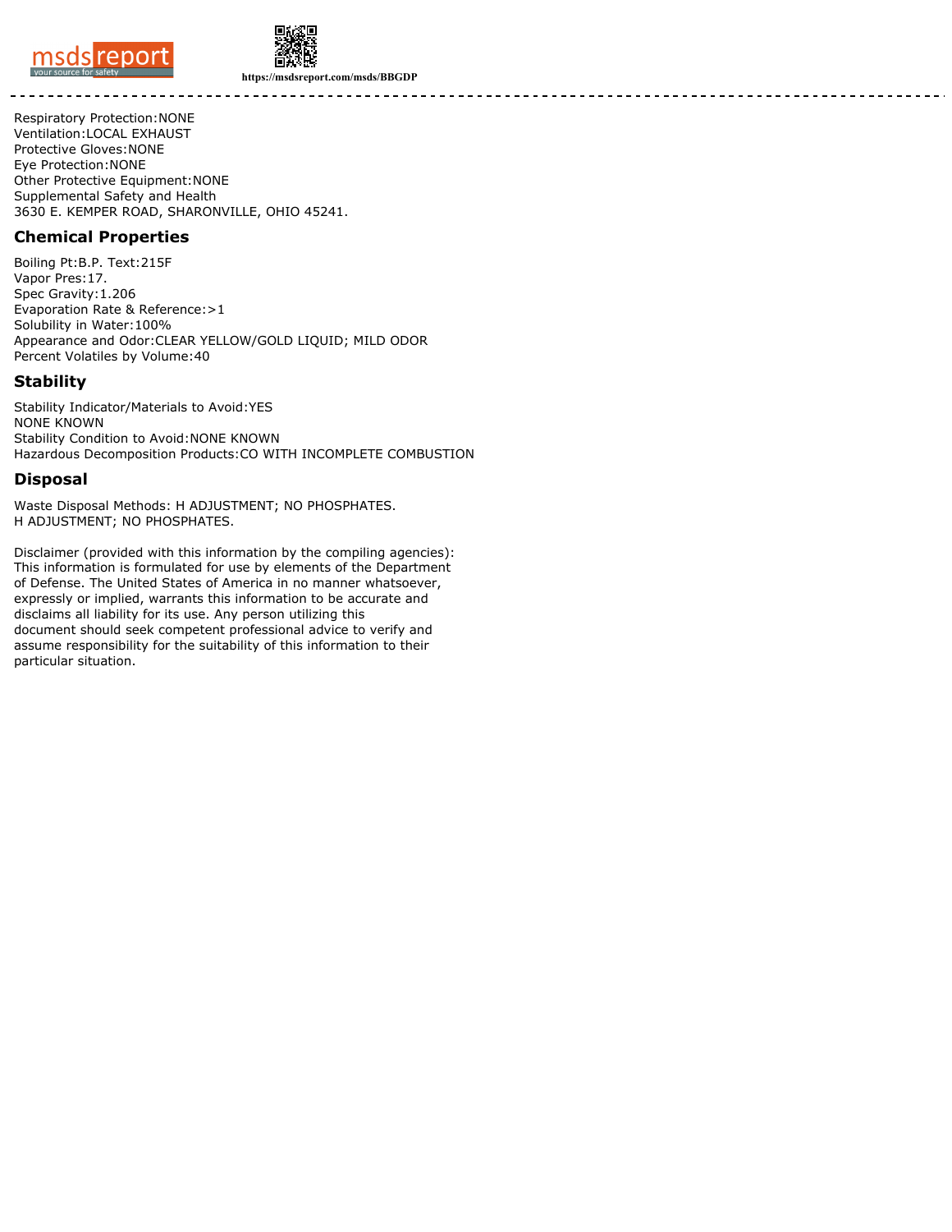Respiratory Protection:NONE
Ventilation:LOCAL EXHAUST
Protective Gloves:NONE
Eye Protection:NONE
Other Protective Equipment:NONE
Supplemental Safety and Health
3630 E. KEMPER ROAD, SHARONVILLE, OHIO 45241.

## Chemical Properties

Boiling Pt:B.P. Text:215F
Vapor Pres:17.
Spec Gravity:1.206
Evaporation Rate & Reference:>1
Solubility in Water:100%
Appearance and Odor:CLEAR YELLOW/GOLD LIQUID; MILD ODOR
Percent Volatiles by Volume:40

## Stability

Stability Indicator/Materials to Avoid:YES
NONE KNOWN
Stability Condition to Avoid:NONE KNOWN
Hazardous Decomposition Products:CO WITH INCOMPLETE COMBUSTION

## Disposal

Waste Disposal Methods: H ADJUSTMENT; NO PHOSPHATES.
H ADJUSTMENT; NO PHOSPHATES.

Disclaimer (provided with this information by the compiling agencies): This information is formulated for use by elements of the Department of Defense. The United States of America in no manner whatsoever, expressly or implied, warrants this information to be accurate and disclaims all liability for its use. Any person utilizing this document should seek competent professional advice to verify and assume responsibility for the suitability of this information to their particular situation.